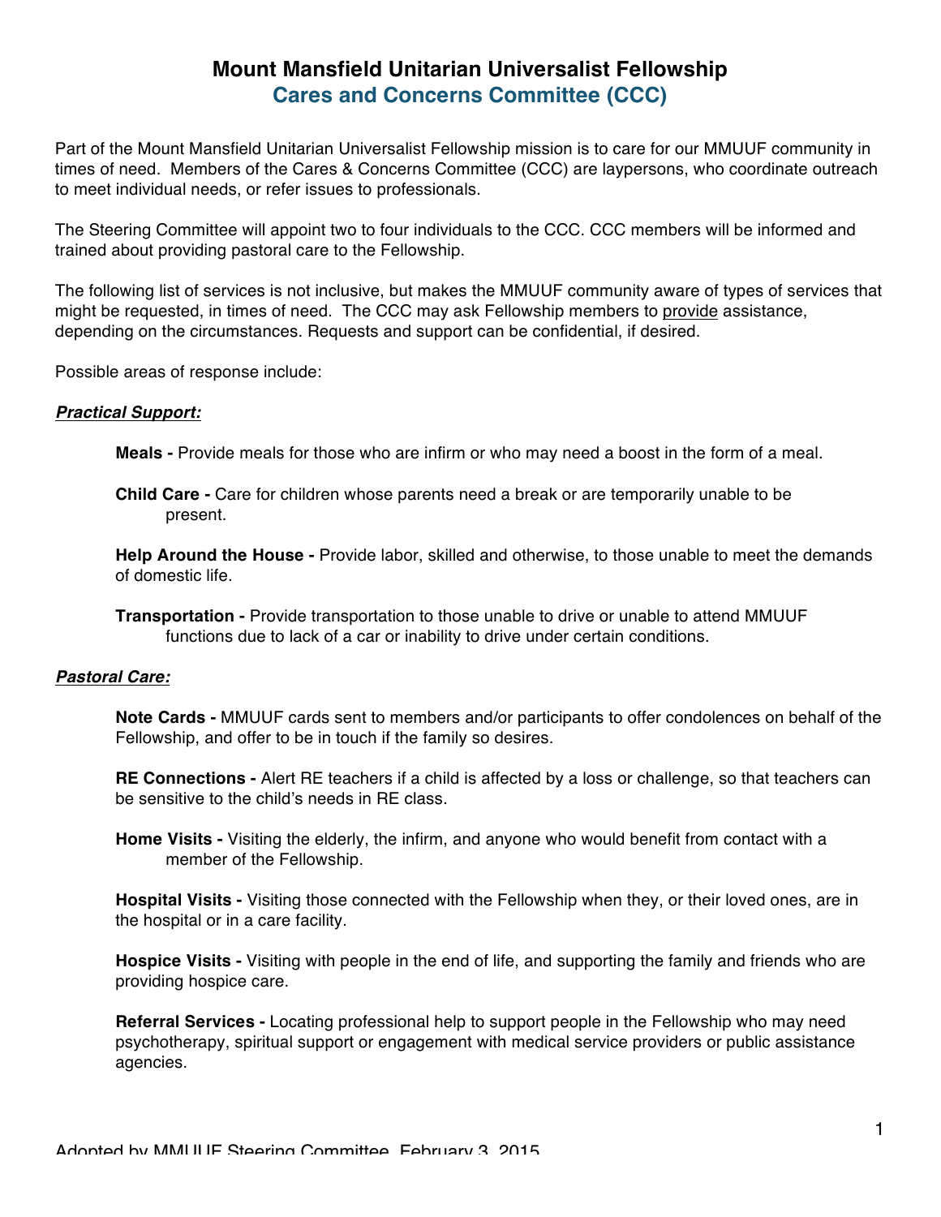# Mount Mansfield Unitarian Universalist Fellowship

## Cares and Concerns Committee (CCC)

Part of the Mount Mansfield Unitarian Universalist Fellowship mission is to care for our MMUUF community in times of need. Members of the Cares & Concerns Committee (CCC) are laypersons, who coordinate outreach to meet individual needs, or refer issues to professionals.

The Steering Committee will appoint two to four individuals to the CCC. CCC members will be informed and trained about providing pastoral care to the Fellowship.

The following list of services is not inclusive, but makes the MMUUF community aware of types of services that might be requested, in times of need. The CCC may ask Fellowship members to <u>provide</u> assistance, depending on the circumstances. Requests and support can be confidential, if desired.

Possible areas of response include:

***<u>Practical Support:</u>***

**Meals -** Provide meals for those who are infirm or who may need a boost in the form of a meal.

**Child Care -** Care for children whose parents need a break or are temporarily unable to be present.

**Help Around the House -** Provide labor, skilled and otherwise, to those unable to meet the demands of domestic life.

**Transportation -** Provide transportation to those unable to drive or unable to attend MMUUF functions due to lack of a car or inability to drive under certain conditions.

***<u>Pastoral Care:</u>***

**Note Cards -** MMUUF cards sent to members and/or participants to offer condolences on behalf of the Fellowship, and offer to be in touch if the family so desires.

**RE Connections -** Alert RE teachers if a child is affected by a loss or challenge, so that teachers can be sensitive to the child's needs in RE class.

**Home Visits -** Visiting the elderly, the infirm, and anyone who would benefit from contact with a member of the Fellowship.

**Hospital Visits -** Visiting those connected with the Fellowship when they, or their loved ones, are in the hospital or in a care facility.

**Hospice Visits -** Visiting with people in the end of life, and supporting the family and friends who are providing hospice care.

**Referral Services -** Locating professional help to support people in the Fellowship who may need psychotherapy, spiritual support or engagement with medical service providers or public assistance agencies.

Adopted by MMUUF Steering Committee, February 3, 2015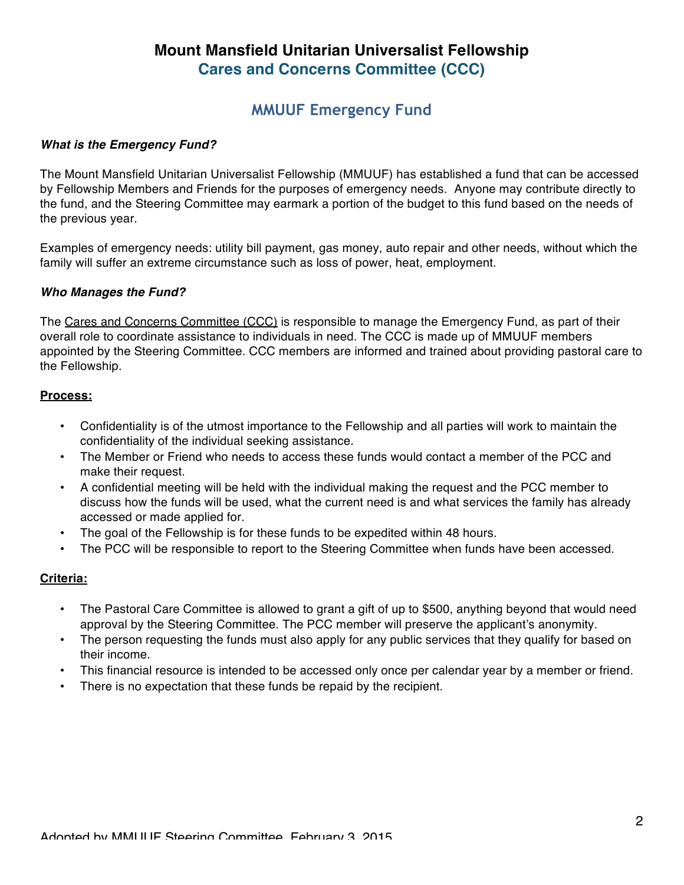# Mount Mansfield Unitarian Universalist Fellowship

## Cares and Concerns Committee (CCC)

## MMUUF Emergency Fund

***What is the Emergency Fund?***

The Mount Mansfield Unitarian Universalist Fellowship (MMUUF) has established a fund that can be accessed by Fellowship Members and Friends for the purposes of emergency needs. Anyone may contribute directly to the fund, and the Steering Committee may earmark a portion of the budget to this fund based on the needs of the previous year.

Examples of emergency needs: utility bill payment, gas money, auto repair and other needs, without which the family will suffer an extreme circumstance such as loss of power, heat, employment.

***Who Manages the Fund?***

The Cares and Concerns Committee (CCC) is responsible to manage the Emergency Fund, as part of their overall role to coordinate assistance to individuals in need. The CCC is made up of MMUUF members appointed by the Steering Committee. CCC members are informed and trained about providing pastoral care to the Fellowship.

**Process:**

- Confidentiality is of the utmost importance to the Fellowship and all parties will work to maintain the confidentiality of the individual seeking assistance.
- The Member or Friend who needs to access these funds would contact a member of the PCC and make their request.
- A confidential meeting will be held with the individual making the request and the PCC member to discuss how the funds will be used, what the current need is and what services the family has already accessed or made applied for.
- The goal of the Fellowship is for these funds to be expedited within 48 hours.
- The PCC will be responsible to report to the Steering Committee when funds have been accessed.

**Criteria:**

- The Pastoral Care Committee is allowed to grant a gift of up to $500, anything beyond that would need approval by the Steering Committee. The PCC member will preserve the applicant's anonymity.
- The person requesting the funds must also apply for any public services that they qualify for based on their income.
- This financial resource is intended to be accessed only once per calendar year by a member or friend.
- There is no expectation that these funds be repaid by the recipient.

Adopted by MMUUF Steering Committee, February 3, 2015